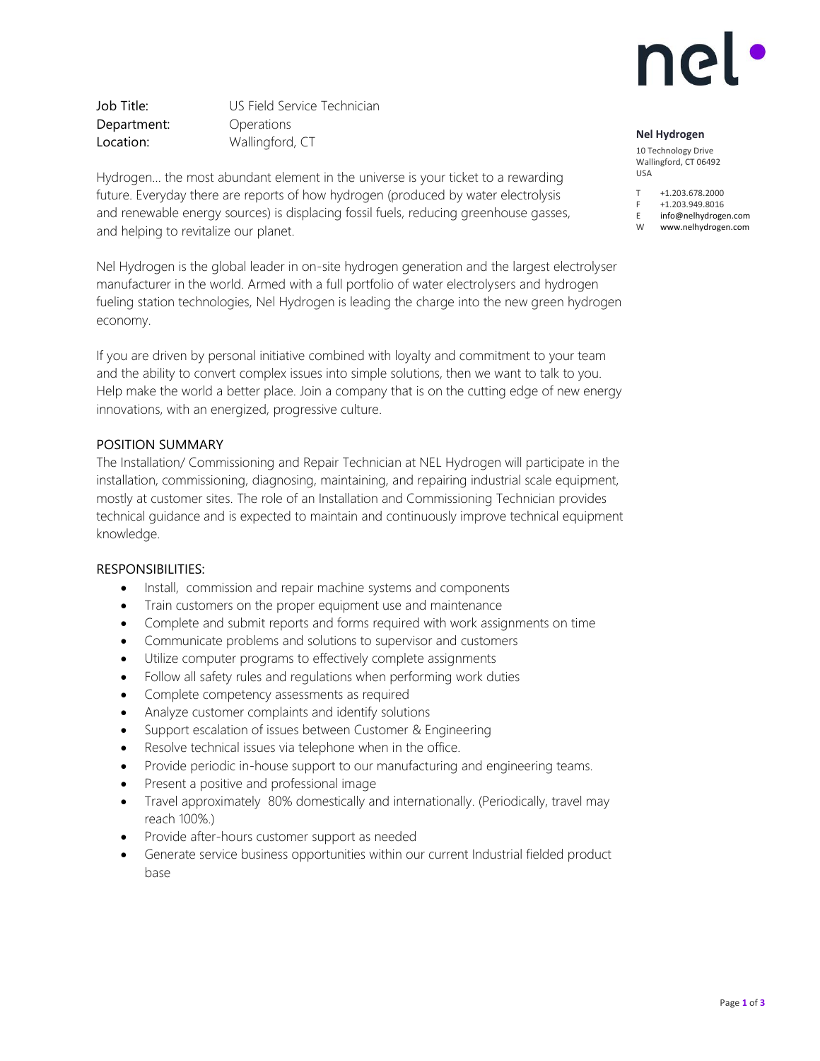**Nel Hydrogen**

10 Technology Drive
Wallingford, CT 06492
USA

T +1.203.678.2000
F +1.203.949.8016
E info@nelhydrogen.com
W www.nelhydrogen.com

| | |
|---|---|
| Job Title: | US Field Service Technician |
| Department: | Operations |
| Location: | Wallingford, CT |

Hydrogen… the most abundant element in the universe is your ticket to a rewarding future. Everyday there are reports of how hydrogen (produced by water electrolysis and renewable energy sources) is displacing fossil fuels, reducing greenhouse gasses, and helping to revitalize our planet.

Nel Hydrogen is the global leader in on-site hydrogen generation and the largest electrolyser manufacturer in the world. Armed with a full portfolio of water electrolysers and hydrogen fueling station technologies, Nel Hydrogen is leading the charge into the new green hydrogen economy.

If you are driven by personal initiative combined with loyalty and commitment to your team and the ability to convert complex issues into simple solutions, then we want to talk to you. Help make the world a better place. Join a company that is on the cutting edge of new energy innovations, with an energized, progressive culture.

## POSITION SUMMARY

The Installation/ Commissioning and Repair Technician at NEL Hydrogen will participate in the installation, commissioning, diagnosing, maintaining, and repairing industrial scale equipment, mostly at customer sites. The role of an Installation and Commissioning Technician provides technical guidance and is expected to maintain and continuously improve technical equipment knowledge.

## RESPONSIBILITIES:

- Install, commission and repair machine systems and components
- Train customers on the proper equipment use and maintenance
- Complete and submit reports and forms required with work assignments on time
- Communicate problems and solutions to supervisor and customers
- Utilize computer programs to effectively complete assignments
- Follow all safety rules and regulations when performing work duties
- Complete competency assessments as required
- Analyze customer complaints and identify solutions
- Support escalation of issues between Customer & Engineering
- Resolve technical issues via telephone when in the office.
- Provide periodic in-house support to our manufacturing and engineering teams.
- Present a positive and professional image
- Travel approximately 80% domestically and internationally. (Periodically, travel may reach 100%.)
- Provide after-hours customer support as needed
- Generate service business opportunities within our current Industrial fielded product base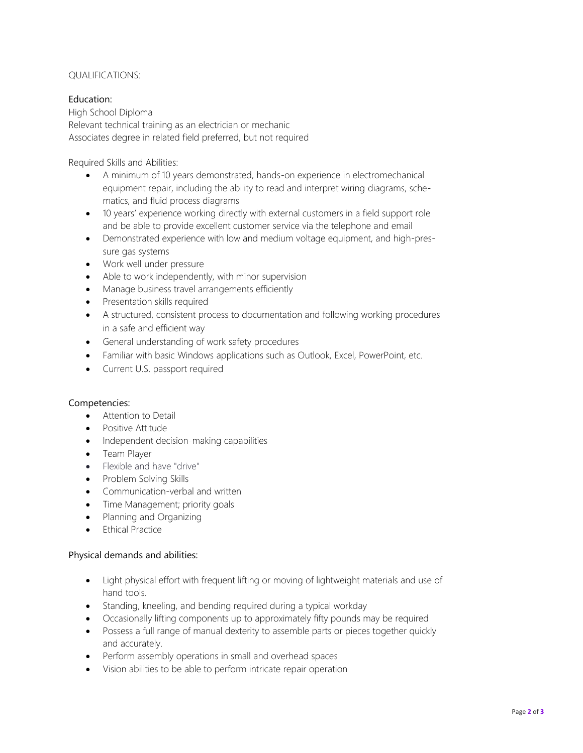QUALIFICATIONS:

## Education:

High School Diploma
Relevant technical training as an electrician or mechanic
Associates degree in related field preferred, but not required

Required Skills and Abilities:

- A minimum of 10 years demonstrated, hands-on experience in electromechanical equipment repair, including the ability to read and interpret wiring diagrams, schematics, and fluid process diagrams
- 10 years' experience working directly with external customers in a field support role and be able to provide excellent customer service via the telephone and email
- Demonstrated experience with low and medium voltage equipment, and high-pressure gas systems
- Work well under pressure
- Able to work independently, with minor supervision
- Manage business travel arrangements efficiently
- Presentation skills required
- A structured, consistent process to documentation and following working procedures in a safe and efficient way
- General understanding of work safety procedures
- Familiar with basic Windows applications such as Outlook, Excel, PowerPoint, etc.
- Current U.S. passport required

## Competencies:

- Attention to Detail
- Positive Attitude
- Independent decision-making capabilities
- Team Player
- Flexible and have "drive"
- Problem Solving Skills
- Communication-verbal and written
- Time Management; priority goals
- Planning and Organizing
- Ethical Practice

## Physical demands and abilities:

- Light physical effort with frequent lifting or moving of lightweight materials and use of hand tools.
- Standing, kneeling, and bending required during a typical workday
- Occasionally lifting components up to approximately fifty pounds may be required
- Possess a full range of manual dexterity to assemble parts or pieces together quickly and accurately.
- Perform assembly operations in small and overhead spaces
- Vision abilities to be able to perform intricate repair operation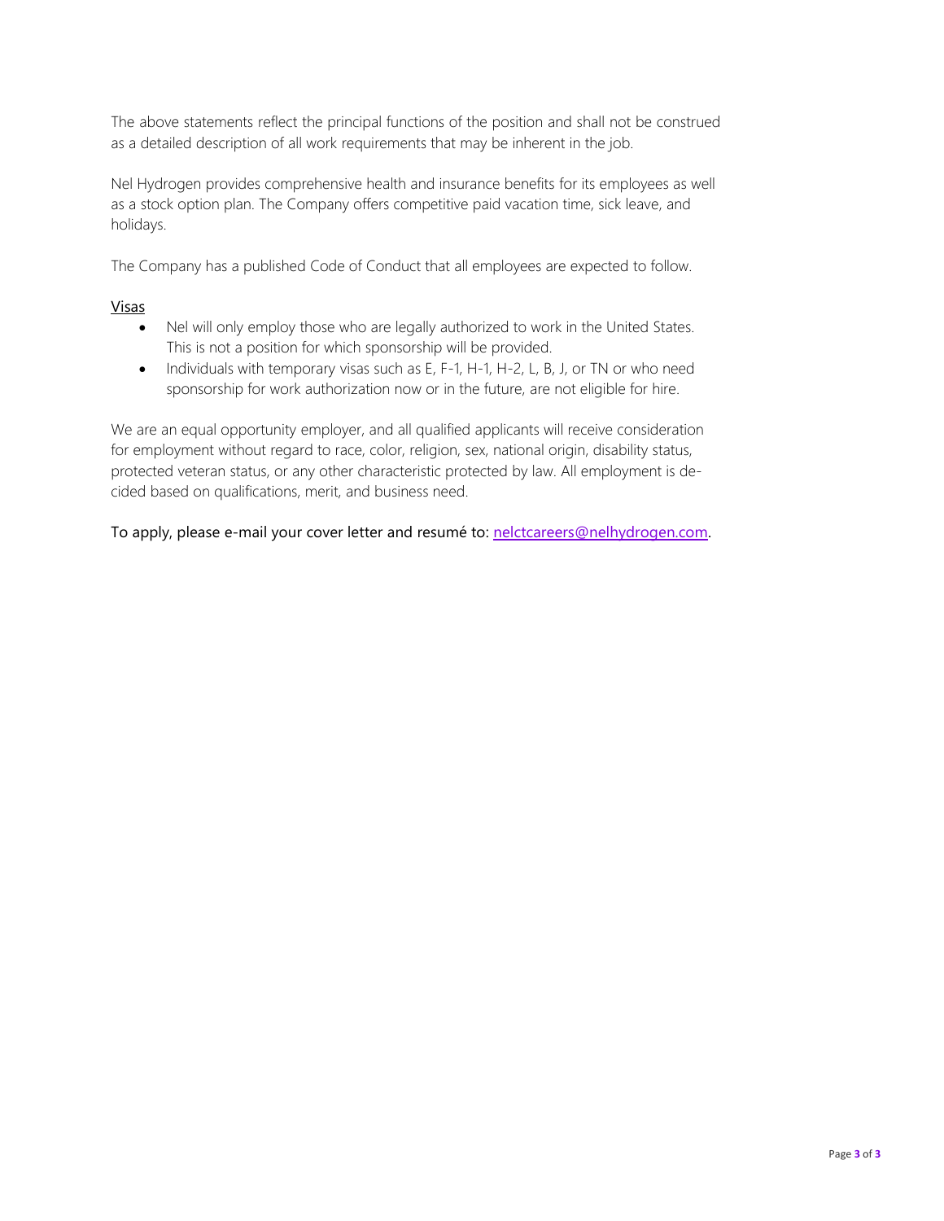The above statements reflect the principal functions of the position and shall not be construed as a detailed description of all work requirements that may be inherent in the job.

Nel Hydrogen provides comprehensive health and insurance benefits for its employees as well as a stock option plan. The Company offers competitive paid vacation time, sick leave, and holidays.

The Company has a published Code of Conduct that all employees are expected to follow.

Visas

- Nel will only employ those who are legally authorized to work in the United States. This is not a position for which sponsorship will be provided.
- Individuals with temporary visas such as E, F-1, H-1, H-2, L, B, J, or TN or who need sponsorship for work authorization now or in the future, are not eligible for hire.

We are an equal opportunity employer, and all qualified applicants will receive consideration for employment without regard to race, color, religion, sex, national origin, disability status, protected veteran status, or any other characteristic protected by law. All employment is decided based on qualifications, merit, and business need.

To apply, please e-mail your cover letter and resumé to: nelctcareers@nelhydrogen.com.